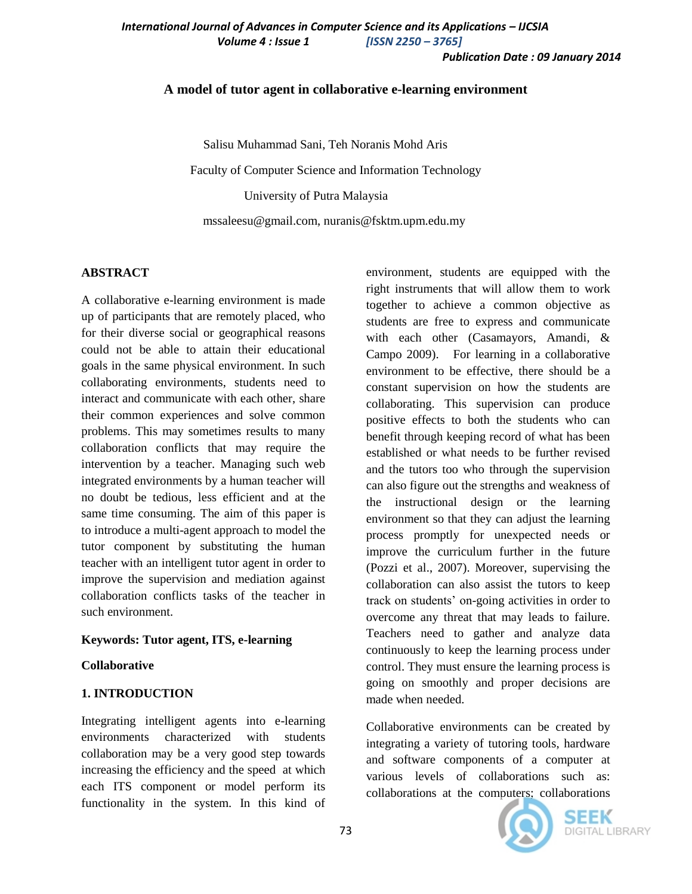# A model of tutor agent in collaborative e-learning environment

Salisu Muhammad Sani, Teh Noranis Mohd Aris

Faculty of Computer Science and Information Technology

University of Putra Malaysia

mssaleesu@gmail.com, nuranis@fsktm.upm.edu.my

## ABSTRACT

A collaborative e-learning environment is made up of participants that are remotely placed, who for their diverse social or geographical reasons could not be able to attain their educational goals in the same physical environment. In such collaborating environments, students need to interact and communicate with each other, share their common experiences and solve common problems. This may sometimes results to many collaboration conflicts that may require the intervention by a teacher. Managing such web integrated environments by a human teacher will no doubt be tedious, less efficient and at the same time consuming. The aim of this paper is to introduce a multi-agent approach to model the tutor component by substituting the human teacher with an intelligent tutor agent in order to improve the supervision and mediation against collaboration conflicts tasks of the teacher in such environment.

**Keywords: Tutor agent, ITS, e-learning**

**Collaborative**

## 1. INTRODUCTION

Integrating intelligent agents into e-learning environments characterized with students collaboration may be a very good step towards increasing the efficiency and the speed at which each ITS component or model perform its functionality in the system. In this kind of environment, students are equipped with the right instruments that will allow them to work together to achieve a common objective as students are free to express and communicate with each other (Casamayors, Amandi, & Campo 2009). For learning in a collaborative environment to be effective, there should be a constant supervision on how the students are collaborating. This supervision can produce positive effects to both the students who can benefit through keeping record of what has been established or what needs to be further revised and the tutors too who through the supervision can also figure out the strengths and weakness of the instructional design or the learning environment so that they can adjust the learning process promptly for unexpected needs or improve the curriculum further in the future (Pozzi et al., 2007). Moreover, supervising the collaboration can also assist the tutors to keep track on students' on-going activities in order to overcome any threat that may leads to failure. Teachers need to gather and analyze data continuously to keep the learning process under control. They must ensure the learning process is going on smoothly and proper decisions are made when needed.

Collaborative environments can be created by integrating a variety of tutoring tools, hardware and software components of a computer at various levels of collaborations such as: collaborations at the computers; collaborations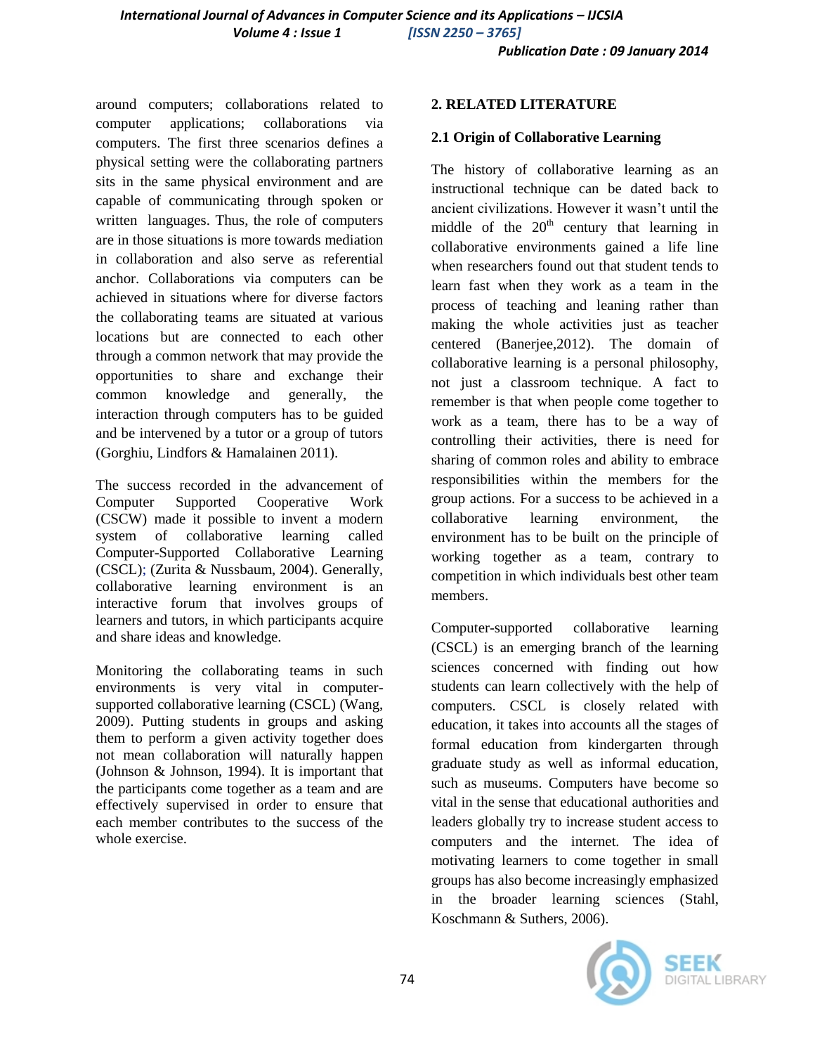around computers; collaborations related to computer applications; collaborations via computers. The first three scenarios defines a physical setting were the collaborating partners sits in the same physical environment and are capable of communicating through spoken or written languages. Thus, the role of computers are in those situations is more towards mediation in collaboration and also serve as referential anchor. Collaborations via computers can be achieved in situations where for diverse factors the collaborating teams are situated at various locations but are connected to each other through a common network that may provide the opportunities to share and exchange their common knowledge and generally, the interaction through computers has to be guided and be intervened by a tutor or a group of tutors (Gorghiu, Lindfors & Hamalainen 2011).

The success recorded in the advancement of Computer Supported Cooperative Work (CSCW) made it possible to invent a modern system of collaborative learning called Computer-Supported Collaborative Learning (CSCL); (Zurita & Nussbaum, 2004). Generally, collaborative learning environment is an interactive forum that involves groups of learners and tutors, in which participants acquire and share ideas and knowledge.

Monitoring the collaborating teams in such environments is very vital in computer-supported collaborative learning (CSCL) (Wang, 2009). Putting students in groups and asking them to perform a given activity together does not mean collaboration will naturally happen (Johnson & Johnson, 1994). It is important that the participants come together as a team and are effectively supervised in order to ensure that each member contributes to the success of the whole exercise.

## 2. RELATED LITERATURE

### 2.1 Origin of Collaborative Learning

The history of collaborative learning as an instructional technique can be dated back to ancient civilizations. However it wasn't until the middle of the 20th century that learning in collaborative environments gained a life line when researchers found out that student tends to learn fast when they work as a team in the process of teaching and leaning rather than making the whole activities just as teacher centered (Banerjee,2012). The domain of collaborative learning is a personal philosophy, not just a classroom technique. A fact to remember is that when people come together to work as a team, there has to be a way of controlling their activities, there is need for sharing of common roles and ability to embrace responsibilities within the members for the group actions. For a success to be achieved in a collaborative learning environment, the environment has to be built on the principle of working together as a team, contrary to competition in which individuals best other team members.

Computer-supported collaborative learning (CSCL) is an emerging branch of the learning sciences concerned with finding out how students can learn collectively with the help of computers. CSCL is closely related with education, it takes into accounts all the stages of formal education from kindergarten through graduate study as well as informal education, such as museums. Computers have become so vital in the sense that educational authorities and leaders globally try to increase student access to computers and the internet. The idea of motivating learners to come together in small groups has also become increasingly emphasized in the broader learning sciences (Stahl, Koschmann & Suthers, 2006).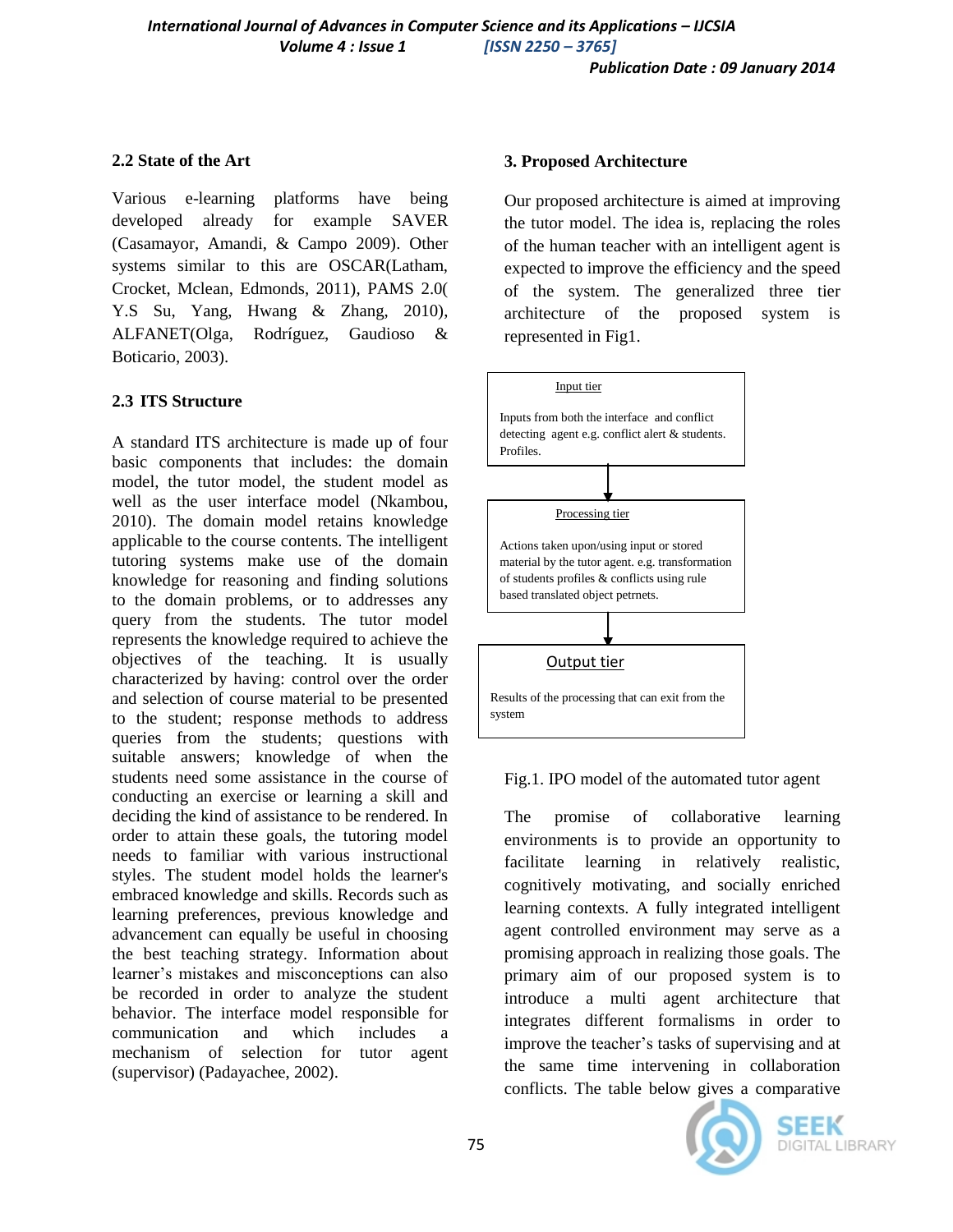## 2.2 State of the Art

Various e-learning platforms have being developed already for example SAVER (Casamayor, Amandi, & Campo 2009). Other systems similar to this are OSCAR(Latham, Crocket, Mclean, Edmonds, 2011), PAMS 2.0( Y.S Su, Yang, Hwang & Zhang, 2010), ALFANET(Olga, Rodríguez, Gaudioso & Boticario, 2003).

## 2.3 ITS Structure

A standard ITS architecture is made up of four basic components that includes: the domain model, the tutor model, the student model as well as the user interface model (Nkambou, 2010). The domain model retains knowledge applicable to the course contents. The intelligent tutoring systems make use of the domain knowledge for reasoning and finding solutions to the domain problems, or to addresses any query from the students. The tutor model represents the knowledge required to achieve the objectives of the teaching. It is usually characterized by having: control over the order and selection of course material to be presented to the student; response methods to address queries from the students; questions with suitable answers; knowledge of when the students need some assistance in the course of conducting an exercise or learning a skill and deciding the kind of assistance to be rendered. In order to attain these goals, the tutoring model needs to familiar with various instructional styles. The student model holds the learner's embraced knowledge and skills. Records such as learning preferences, previous knowledge and advancement can equally be useful in choosing the best teaching strategy. Information about learner's mistakes and misconceptions can also be recorded in order to analyze the student behavior. The interface model responsible for communication and which includes a mechanism of selection for tutor agent (supervisor) (Padayachee, 2002).

## 3. Proposed Architecture

Our proposed architecture is aimed at improving the tutor model. The idea is, replacing the roles of the human teacher with an intelligent agent is expected to improve the efficiency and the speed of the system. The generalized three tier architecture of the proposed system is represented in Fig1.

**Input tier**

Inputs from both the interface and conflict detecting agent e.g. conflict alert & students. Profiles.

↓

**Processing tier**

Actions taken upon/using input or stored material by the tutor agent. e.g. transformation of students profiles & conflicts using rule based translated object petrnets.

↓

**Output tier**

Results of the processing that can exit from the system

Fig.1. IPO model of the automated tutor agent

The promise of collaborative learning environments is to provide an opportunity to facilitate learning in relatively realistic, cognitively motivating, and socially enriched learning contexts. A fully integrated intelligent agent controlled environment may serve as a promising approach in realizing those goals. The primary aim of our proposed system is to introduce a multi agent architecture that integrates different formalisms in order to improve the teacher's tasks of supervising and at the same time intervening in collaboration conflicts. The table below gives a comparative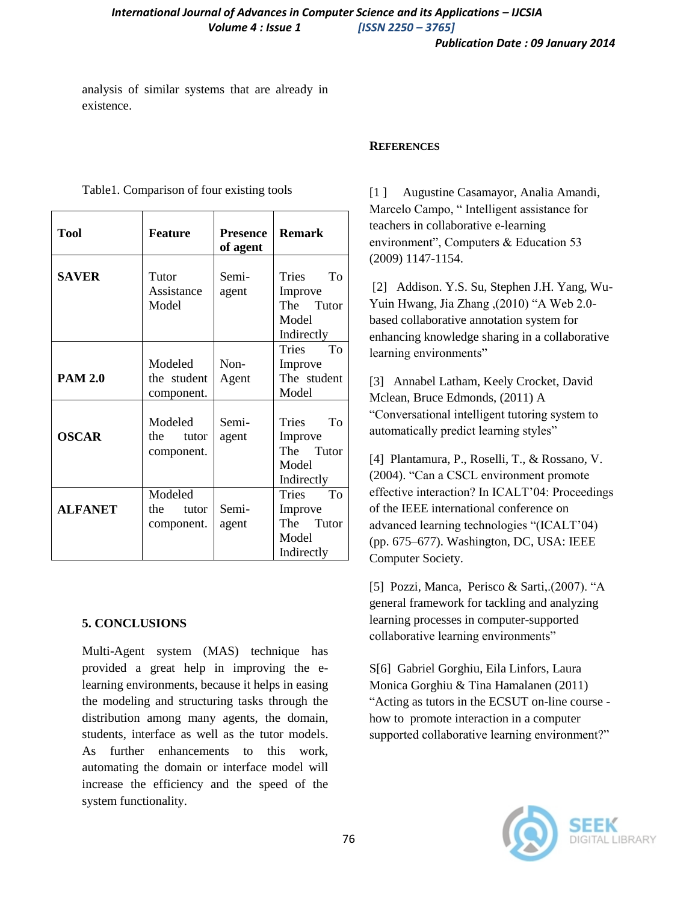analysis of similar systems that are already in existence.

Table1. Comparison of four existing tools

| Tool | Feature | Presence of agent | Remark |
|---|---|---|---|
| **SAVER** | Tutor Assistance Model | Semi-agent | Tries To Improve The Tutor Model Indirectly |
| **PAM 2.0** | Modeled the student component. | Non-Agent | Tries To Improve The student Model |
| **OSCAR** | Modeled the tutor component. | Semi-agent | Tries To Improve The Tutor Model Indirectly |
| **ALFANET** | Modeled the tutor component. | Semi-agent | Tries To Improve The Tutor Model Indirectly |

## 5. CONCLUSIONS

Multi-Agent system (MAS) technique has provided a great help in improving the e-learning environments, because it helps in easing the modeling and structuring tasks through the distribution among many agents, the domain, students, interface as well as the tutor models. As further enhancements to this work, automating the domain or interface model will increase the efficiency and the speed of the system functionality.

## REFERENCES

[1 ] Augustine Casamayor, Analia Amandi, Marcelo Campo, " Intelligent assistance for teachers in collaborative e-learning environment", Computers & Education 53 (2009) 1147-1154.

[2] Addison. Y.S. Su, Stephen J.H. Yang, Wu-Yuin Hwang, Jia Zhang ,(2010) "A Web 2.0-based collaborative annotation system for enhancing knowledge sharing in a collaborative learning environments"

[3] Annabel Latham, Keely Crocket, David Mclean, Bruce Edmonds, (2011) A "Conversational intelligent tutoring system to automatically predict learning styles"

[4] Plantamura, P., Roselli, T., & Rossano, V. (2004). "Can a CSCL environment promote effective interaction? In ICALT'04: Proceedings of the IEEE international conference on advanced learning technologies "(ICALT'04) (pp. 675–677). Washington, DC, USA: IEEE Computer Society.

[5] Pozzi, Manca, Perisco & Sarti,.(2007). "A general framework for tackling and analyzing learning processes in computer-supported collaborative learning environments"

S[6] Gabriel Gorghiu, Eila Linfors, Laura Monica Gorghiu & Tina Hamalanen (2011) "Acting as tutors in the ECSUT on-line course - how to promote interaction in a computer supported collaborative learning environment?"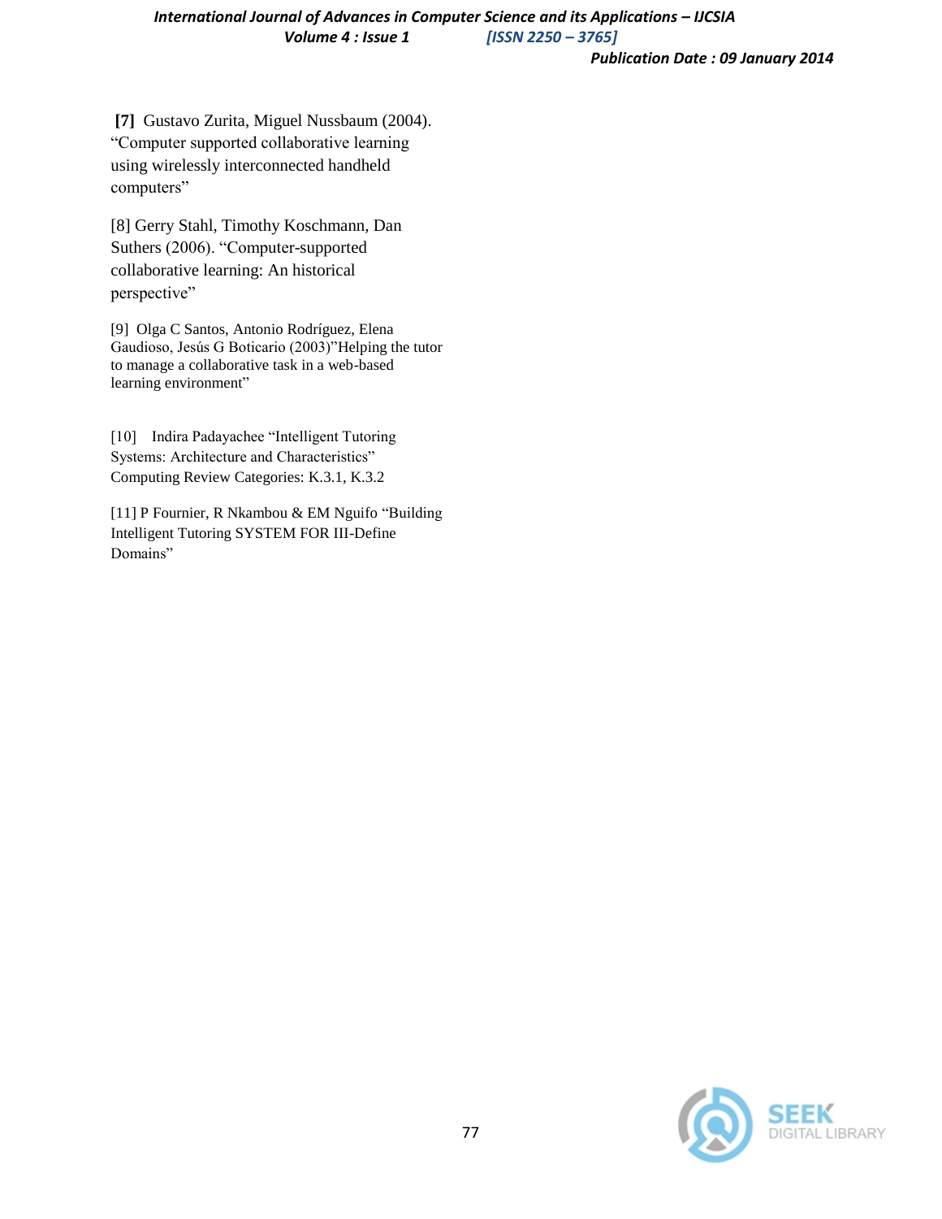**[7]** Gustavo Zurita, Miguel Nussbaum (2004). "Computer supported collaborative learning using wirelessly interconnected handheld computers"

[8] Gerry Stahl, Timothy Koschmann, Dan Suthers (2006). "Computer-supported collaborative learning: An historical perspective"

[9] Olga C Santos, Antonio Rodríguez, Elena Gaudioso, Jesús G Boticario (2003)"Helping the tutor to manage a collaborative task in a web-based learning environment"

[10] Indira Padayachee "Intelligent Tutoring Systems: Architecture and Characteristics" Computing Review Categories: K.3.1, K.3.2

[11] P Fournier, R Nkambou & EM Nguifo "Building Intelligent Tutoring SYSTEM FOR III-Define Domains"